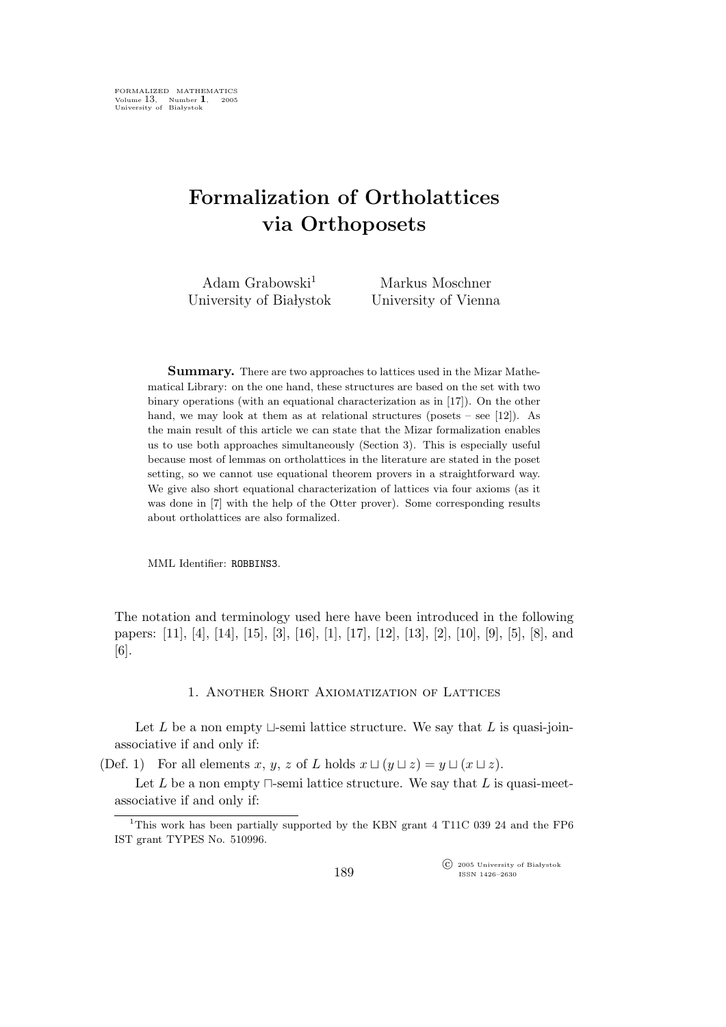# Formalization of Ortholattices via Orthoposets

Adam Grabowski[1]
University of Białystok

Markus Moschner
University of Vienna

**Summary.** There are two approaches to lattices used in the Mizar Mathematical Library: on the one hand, these structures are based on the set with two binary operations (with an equational characterization as in [17]). On the other hand, we may look at them as at relational structures (posets – see [12]). As the main result of this article we can state that the Mizar formalization enables us to use both approaches simultaneously (Section 3). This is especially useful because most of lemmas on ortholattices in the literature are stated in the poset setting, so we cannot use equational theorem provers in a straightforward way. We give also short equational characterization of lattices via four axioms (as it was done in [7] with the help of the Otter prover). Some corresponding results about ortholattices are also formalized.

MML Identifier: ROBBINS3.

The notation and terminology used here have been introduced in the following papers: [11], [4], [14], [15], [3], [16], [1], [17], [12], [13], [2], [10], [9], [5], [8], and [6].

## 1. Another Short Axiomatization of Lattices

Let $L$ be a non empty $\sqcup$-semi lattice structure. We say that $L$ is quasi-join-associative if and only if:

(Def. 1) For all elements $x$, $y$, $z$ of $L$ holds $x \sqcup (y \sqcup z) = y \sqcup (x \sqcup z)$.

Let $L$ be a non empty $\sqcap$-semi lattice structure. We say that $L$ is quasi-meet-associative if and only if:

[1] This work has been partially supported by the KBN grant 4 T11C 039 24 and the FP6 IST grant TYPES No. 510996.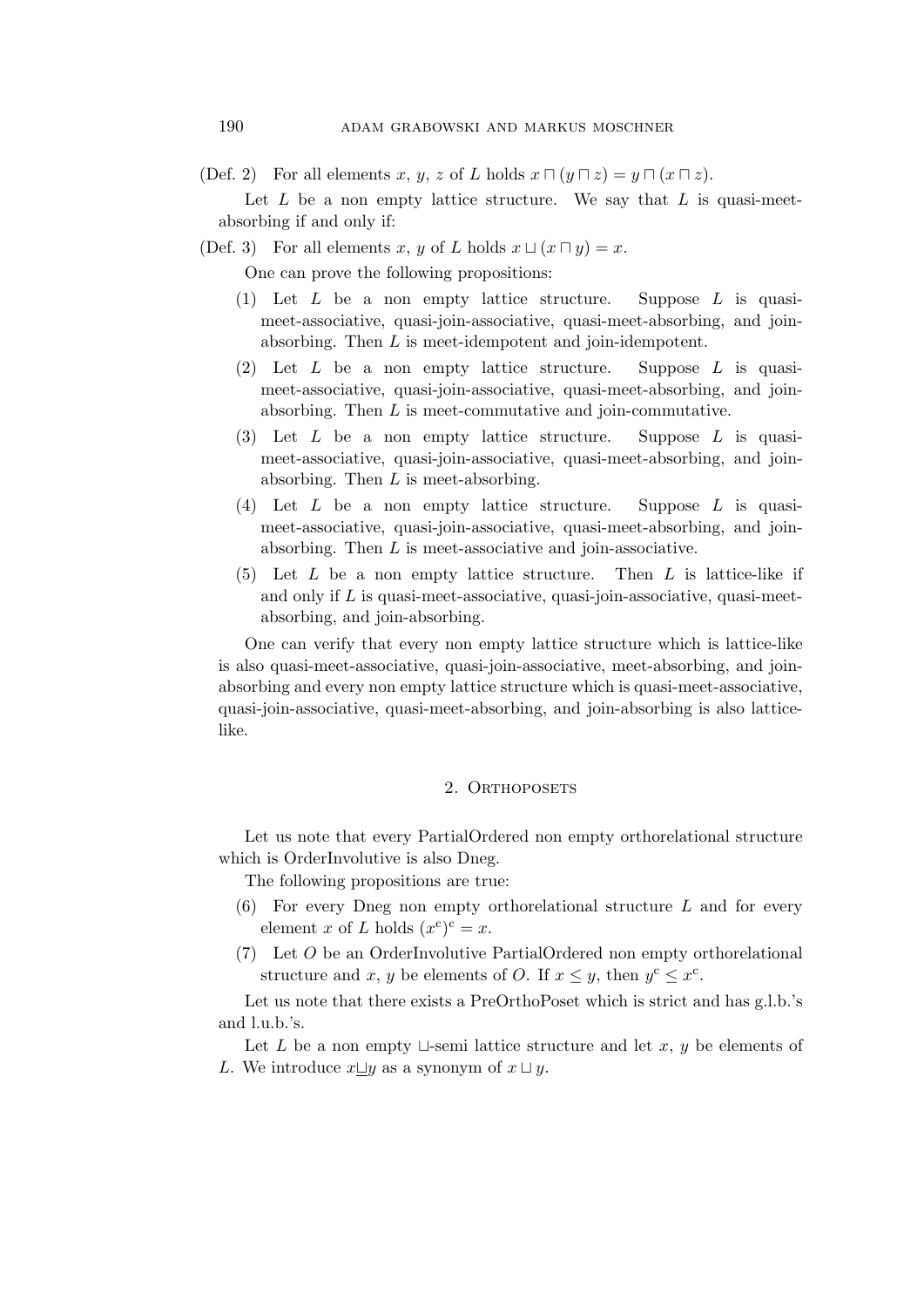(Def. 2) For all elements $x$, $y$, $z$ of $L$ holds $x \sqcap (y \sqcap z) = y \sqcap (x \sqcap z)$.

Let $L$ be a non empty lattice structure. We say that $L$ is quasi-meet-absorbing if and only if:

(Def. 3) For all elements $x$, $y$ of $L$ holds $x \sqcup (x \sqcap y) = x$.

One can prove the following propositions:

(1) Let $L$ be a non empty lattice structure. Suppose $L$ is quasi-meet-associative, quasi-join-associative, quasi-meet-absorbing, and join-absorbing. Then $L$ is meet-idempotent and join-idempotent.

(2) Let $L$ be a non empty lattice structure. Suppose $L$ is quasi-meet-associative, quasi-join-associative, quasi-meet-absorbing, and join-absorbing. Then $L$ is meet-commutative and join-commutative.

(3) Let $L$ be a non empty lattice structure. Suppose $L$ is quasi-meet-associative, quasi-join-associative, quasi-meet-absorbing, and join-absorbing. Then $L$ is meet-absorbing.

(4) Let $L$ be a non empty lattice structure. Suppose $L$ is quasi-meet-associative, quasi-join-associative, quasi-meet-absorbing, and join-absorbing. Then $L$ is meet-associative and join-associative.

(5) Let $L$ be a non empty lattice structure. Then $L$ is lattice-like if and only if $L$ is quasi-meet-associative, quasi-join-associative, quasi-meet-absorbing, and join-absorbing.

One can verify that every non empty lattice structure which is lattice-like is also quasi-meet-associative, quasi-join-associative, meet-absorbing, and join-absorbing and every non empty lattice structure which is quasi-meet-associative, quasi-join-associative, quasi-meet-absorbing, and join-absorbing is also lattice-like.

## 2. Orthoposets

Let us note that every PartialOrdered non empty orthorelational structure which is OrderInvolutive is also Dneg.

The following propositions are true:

(6) For every Dneg non empty orthorelational structure $L$ and for every element $x$ of $L$ holds $(x^{\mathrm{c}})^{\mathrm{c}} = x$.

(7) Let $O$ be an OrderInvolutive PartialOrdered non empty orthorelational structure and $x$, $y$ be elements of $O$. If $x \leq y$, then $y^{\mathrm{c}} \leq x^{\mathrm{c}}$.

Let us note that there exists a PreOrthoPoset which is strict and has g.l.b.'s and l.u.b.'s.

Let $L$ be a non empty $\sqcup$-semi lattice structure and let $x$, $y$ be elements of $L$. We introduce $x \underline{\sqcup} y$ as a synonym of $x \sqcup y$.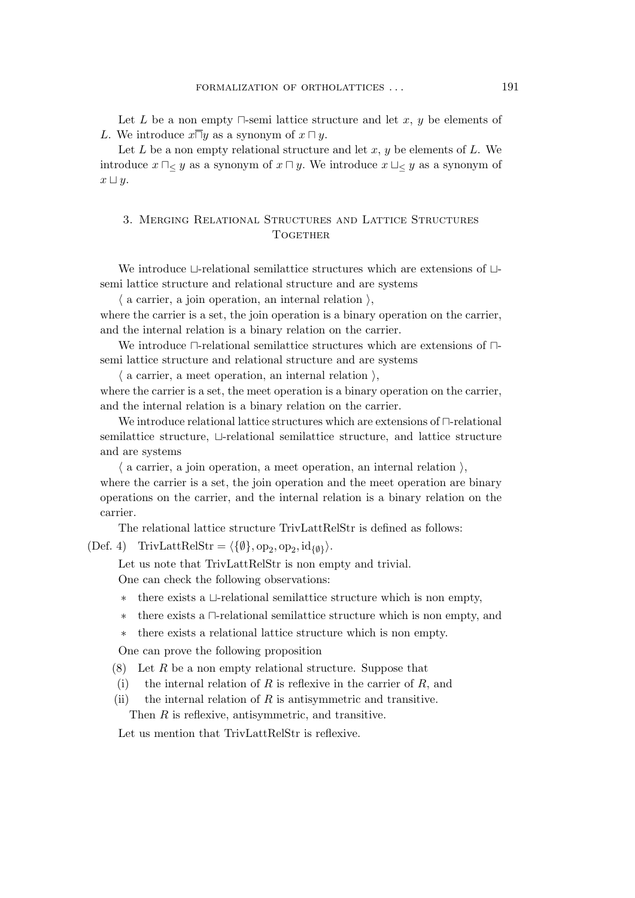Let $L$ be a non empty $\sqcap$-semi lattice structure and let $x$, $y$ be elements of $L$. We introduce $x \overline{\sqcap} y$ as a synonym of $x \sqcap y$.

Let $L$ be a non empty relational structure and let $x$, $y$ be elements of $L$. We introduce $x \sqcap_{\leq} y$ as a synonym of $x \sqcap y$. We introduce $x \sqcup_{\leq} y$ as a synonym of $x \sqcup y$.

## 3. Merging Relational Structures and Lattice Structures Together

We introduce $\sqcup$-relational semilattice structures which are extensions of $\sqcup$-semi lattice structure and relational structure and are systems

⟨ a carrier, a join operation, an internal relation ⟩,

where the carrier is a set, the join operation is a binary operation on the carrier, and the internal relation is a binary relation on the carrier.

We introduce $\sqcap$-relational semilattice structures which are extensions of $\sqcap$-semi lattice structure and relational structure and are systems

⟨ a carrier, a meet operation, an internal relation ⟩,

where the carrier is a set, the meet operation is a binary operation on the carrier, and the internal relation is a binary relation on the carrier.

We introduce relational lattice structures which are extensions of $\sqcap$-relational semilattice structure, $\sqcup$-relational semilattice structure, and lattice structure and are systems

⟨ a carrier, a join operation, a meet operation, an internal relation ⟩,

where the carrier is a set, the join operation and the meet operation are binary operations on the carrier, and the internal relation is a binary relation on the carrier.

The relational lattice structure TrivLattRelStr is defined as follows:

(Def. 4) $\text{TrivLattRelStr} = \langle \{\emptyset\}, \text{op}_2, \text{op}_2, \text{id}_{\{\emptyset\}} \rangle$.

Let us note that TrivLattRelStr is non empty and trivial.

One can check the following observations:

* there exists a $\sqcup$-relational semilattice structure which is non empty,
* there exists a $\sqcap$-relational semilattice structure which is non empty, and
* there exists a relational lattice structure which is non empty.

One can prove the following proposition

(8) Let $R$ be a non empty relational structure. Suppose that

(i) the internal relation of $R$ is reflexive in the carrier of $R$, and

(ii) the internal relation of $R$ is antisymmetric and transitive.

Then $R$ is reflexive, antisymmetric, and transitive.

Let us mention that TrivLattRelStr is reflexive.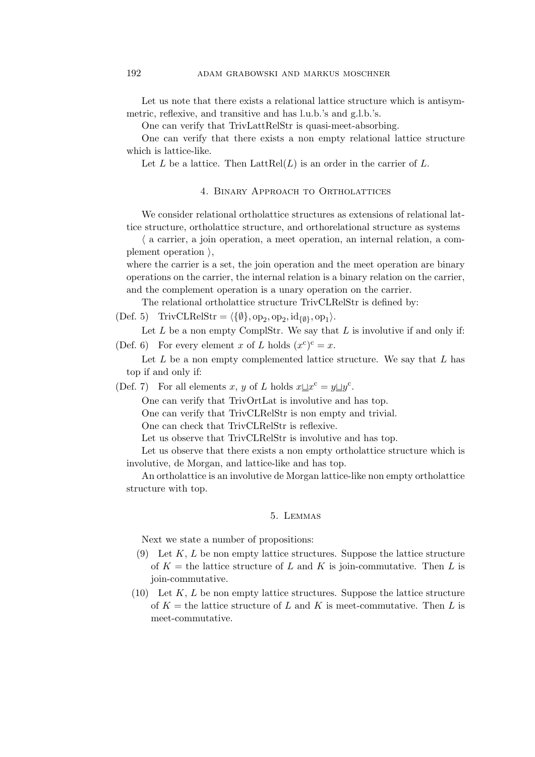Let us note that there exists a relational lattice structure which is antisymmetric, reflexive, and transitive and has l.u.b.'s and g.l.b.'s.

One can verify that TrivLattRelStr is quasi-meet-absorbing.

One can verify that there exists a non empty relational lattice structure which is lattice-like.

Let $L$ be a lattice. Then $\mathrm{LattRel}(L)$ is an order in the carrier of $L$.

## 4. Binary Approach to Ortholattices

We consider relational ortholattice structures as extensions of relational lattice structure, ortholattice structure, and orthorelational structure as systems

⟨ a carrier, a join operation, a meet operation, an internal relation, a complement operation ⟩,

where the carrier is a set, the join operation and the meet operation are binary operations on the carrier, the internal relation is a binary relation on the carrier, and the complement operation is a unary operation on the carrier.

The relational ortholattice structure TrivCLRelStr is defined by:

(Def. 5) $\mathrm{TrivCLRelStr} = \langle \{\emptyset\}, \mathrm{op}_2, \mathrm{op}_2, \mathrm{id}_{\{\emptyset\}}, \mathrm{op}_1 \rangle$.

Let $L$ be a non empty ComplStr. We say that $L$ is involutive if and only if:

(Def. 6) For every element $x$ of $L$ holds $(x^{\mathrm{c}})^{\mathrm{c}} = x$.

Let $L$ be a non empty complemented lattice structure. We say that $L$ has top if and only if:

(Def. 7) For all elements $x$, $y$ of $L$ holds $x \sqcup x^{\mathrm{c}} = y \sqcup y^{\mathrm{c}}$.

One can verify that TrivOrtLat is involutive and has top.

One can verify that TrivCLRelStr is non empty and trivial.

One can check that TrivCLRelStr is reflexive.

Let us observe that TrivCLRelStr is involutive and has top.

Let us observe that there exists a non empty ortholattice structure which is involutive, de Morgan, and lattice-like and has top.

An ortholattice is an involutive de Morgan lattice-like non empty ortholattice structure with top.

## 5. Lemmas

Next we state a number of propositions:

(9) Let $K$, $L$ be non empty lattice structures. Suppose the lattice structure of $K =$ the lattice structure of $L$ and $K$ is join-commutative. Then $L$ is join-commutative.

(10) Let $K$, $L$ be non empty lattice structures. Suppose the lattice structure of $K =$ the lattice structure of $L$ and $K$ is meet-commutative. Then $L$ is meet-commutative.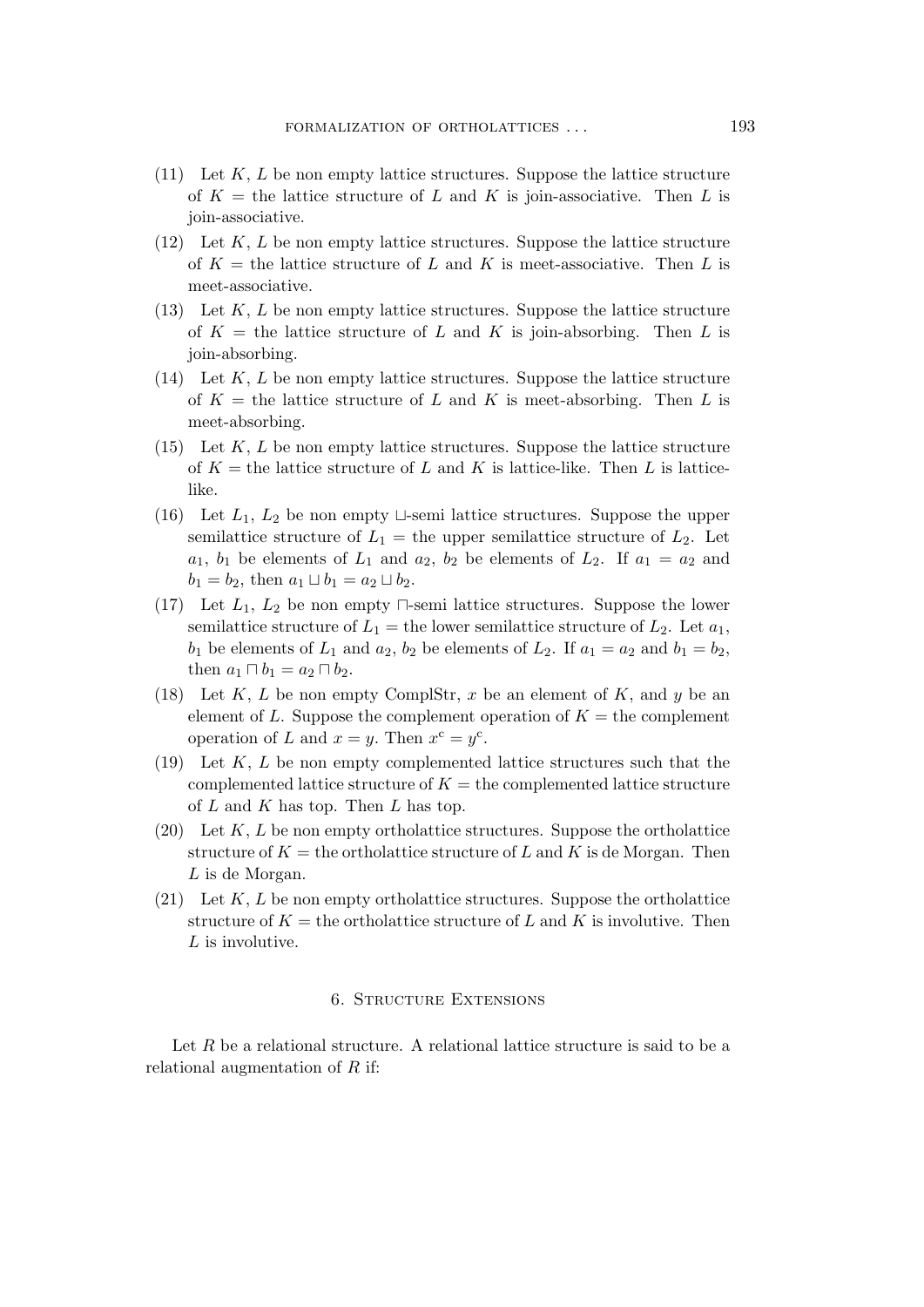(11) Let $K$, $L$ be non empty lattice structures. Suppose the lattice structure of $K =$ the lattice structure of $L$ and $K$ is join-associative. Then $L$ is join-associative.

(12) Let $K$, $L$ be non empty lattice structures. Suppose the lattice structure of $K =$ the lattice structure of $L$ and $K$ is meet-associative. Then $L$ is meet-associative.

(13) Let $K$, $L$ be non empty lattice structures. Suppose the lattice structure of $K =$ the lattice structure of $L$ and $K$ is join-absorbing. Then $L$ is join-absorbing.

(14) Let $K$, $L$ be non empty lattice structures. Suppose the lattice structure of $K =$ the lattice structure of $L$ and $K$ is meet-absorbing. Then $L$ is meet-absorbing.

(15) Let $K$, $L$ be non empty lattice structures. Suppose the lattice structure of $K =$ the lattice structure of $L$ and $K$ is lattice-like. Then $L$ is lattice-like.

(16) Let $L_1$, $L_2$ be non empty $\sqcup$-semi lattice structures. Suppose the upper semilattice structure of $L_1 =$ the upper semilattice structure of $L_2$. Let $a_1$, $b_1$ be elements of $L_1$ and $a_2$, $b_2$ be elements of $L_2$. If $a_1 = a_2$ and $b_1 = b_2$, then $a_1 \sqcup b_1 = a_2 \sqcup b_2$.

(17) Let $L_1$, $L_2$ be non empty $\sqcap$-semi lattice structures. Suppose the lower semilattice structure of $L_1 =$ the lower semilattice structure of $L_2$. Let $a_1$, $b_1$ be elements of $L_1$ and $a_2$, $b_2$ be elements of $L_2$. If $a_1 = a_2$ and $b_1 = b_2$, then $a_1 \sqcap b_1 = a_2 \sqcap b_2$.

(18) Let $K$, $L$ be non empty ComplStr, $x$ be an element of $K$, and $y$ be an element of $L$. Suppose the complement operation of $K =$ the complement operation of $L$ and $x = y$. Then $x^{\mathrm{c}} = y^{\mathrm{c}}$.

(19) Let $K$, $L$ be non empty complemented lattice structures such that the complemented lattice structure of $K =$ the complemented lattice structure of $L$ and $K$ has top. Then $L$ has top.

(20) Let $K$, $L$ be non empty ortholattice structures. Suppose the ortholattice structure of $K =$ the ortholattice structure of $L$ and $K$ is de Morgan. Then $L$ is de Morgan.

(21) Let $K$, $L$ be non empty ortholattice structures. Suppose the ortholattice structure of $K =$ the ortholattice structure of $L$ and $K$ is involutive. Then $L$ is involutive.

## 6. Structure Extensions

Let $R$ be a relational structure. A relational lattice structure is said to be a relational augmentation of $R$ if: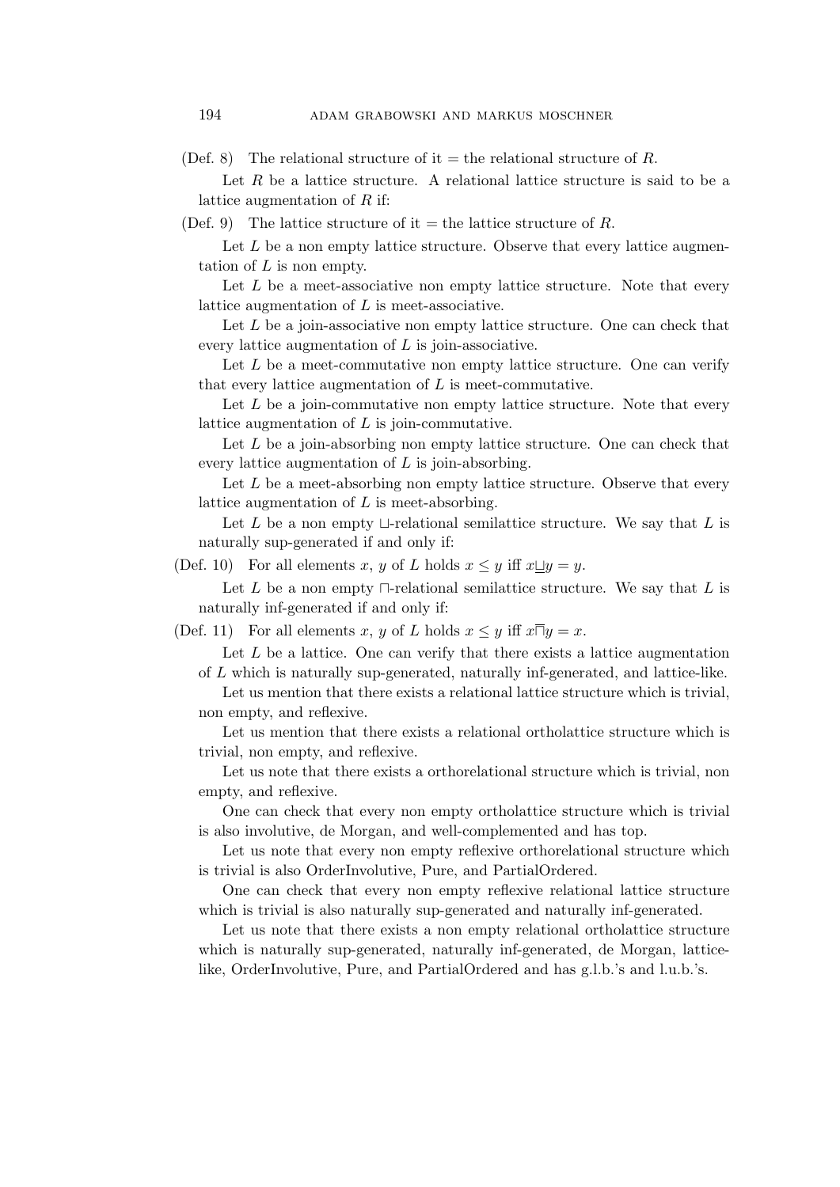(Def. 8) The relational structure of it = the relational structure of $R$.

Let $R$ be a lattice structure. A relational lattice structure is said to be a lattice augmentation of $R$ if:

(Def. 9) The lattice structure of it = the lattice structure of $R$.

Let $L$ be a non empty lattice structure. Observe that every lattice augmentation of $L$ is non empty.

Let $L$ be a meet-associative non empty lattice structure. Note that every lattice augmentation of $L$ is meet-associative.

Let $L$ be a join-associative non empty lattice structure. One can check that every lattice augmentation of $L$ is join-associative.

Let $L$ be a meet-commutative non empty lattice structure. One can verify that every lattice augmentation of $L$ is meet-commutative.

Let $L$ be a join-commutative non empty lattice structure. Note that every lattice augmentation of $L$ is join-commutative.

Let $L$ be a join-absorbing non empty lattice structure. One can check that every lattice augmentation of $L$ is join-absorbing.

Let $L$ be a meet-absorbing non empty lattice structure. Observe that every lattice augmentation of $L$ is meet-absorbing.

Let $L$ be a non empty $\sqcup$-relational semilattice structure. We say that $L$ is naturally sup-generated if and only if:

(Def. 10) For all elements $x$, $y$ of $L$ holds $x \leq y$ iff $x \underline{\sqcup} y = y$.

Let $L$ be a non empty $\sqcap$-relational semilattice structure. We say that $L$ is naturally inf-generated if and only if:

(Def. 11) For all elements $x$, $y$ of $L$ holds $x \leq y$ iff $x \overline{\sqcap} y = x$.

Let $L$ be a lattice. One can verify that there exists a lattice augmentation of $L$ which is naturally sup-generated, naturally inf-generated, and lattice-like.

Let us mention that there exists a relational lattice structure which is trivial, non empty, and reflexive.

Let us mention that there exists a relational ortholattice structure which is trivial, non empty, and reflexive.

Let us note that there exists a orthorelational structure which is trivial, non empty, and reflexive.

One can check that every non empty ortholattice structure which is trivial is also involutive, de Morgan, and well-complemented and has top.

Let us note that every non empty reflexive orthorelational structure which is trivial is also OrderInvolutive, Pure, and PartialOrdered.

One can check that every non empty reflexive relational lattice structure which is trivial is also naturally sup-generated and naturally inf-generated.

Let us note that there exists a non empty relational ortholattice structure which is naturally sup-generated, naturally inf-generated, de Morgan, lattice-like, OrderInvolutive, Pure, and PartialOrdered and has g.l.b.'s and l.u.b.'s.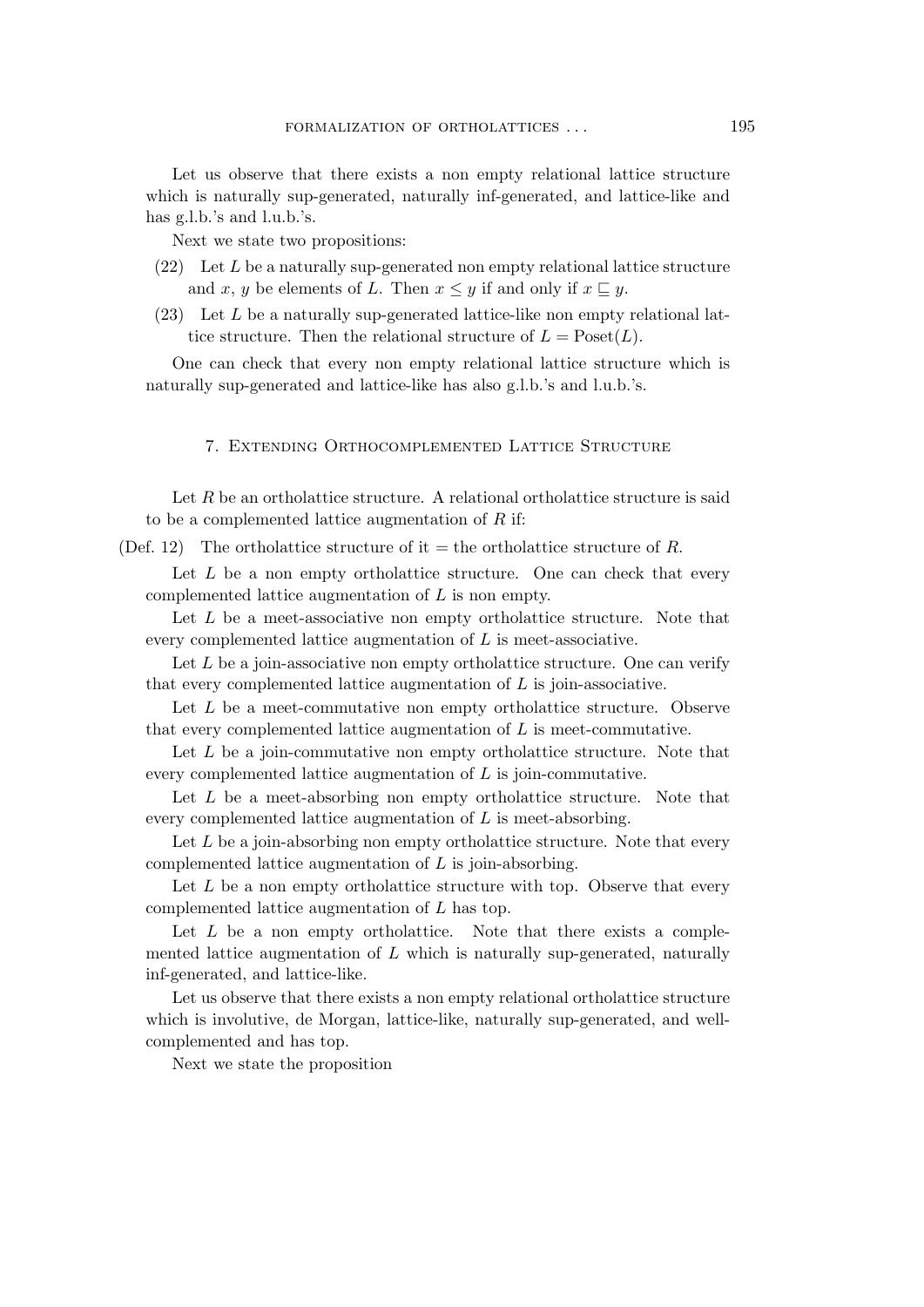Let us observe that there exists a non empty relational lattice structure which is naturally sup-generated, naturally inf-generated, and lattice-like and has g.l.b.'s and l.u.b.'s.

Next we state two propositions:

(22) Let $L$ be a naturally sup-generated non empty relational lattice structure and $x$, $y$ be elements of $L$. Then $x \leq y$ if and only if $x \sqsubseteq y$.

(23) Let $L$ be a naturally sup-generated lattice-like non empty relational lattice structure. Then the relational structure of $L = \text{Poset}(L)$.

One can check that every non empty relational lattice structure which is naturally sup-generated and lattice-like has also g.l.b.'s and l.u.b.'s.

## 7. Extending Orthocomplemented Lattice Structure

Let $R$ be an ortholattice structure. A relational ortholattice structure is said to be a complemented lattice augmentation of $R$ if:

(Def. 12) The ortholattice structure of it = the ortholattice structure of $R$.

Let $L$ be a non empty ortholattice structure. One can check that every complemented lattice augmentation of $L$ is non empty.

Let $L$ be a meet-associative non empty ortholattice structure. Note that every complemented lattice augmentation of $L$ is meet-associative.

Let $L$ be a join-associative non empty ortholattice structure. One can verify that every complemented lattice augmentation of $L$ is join-associative.

Let $L$ be a meet-commutative non empty ortholattice structure. Observe that every complemented lattice augmentation of $L$ is meet-commutative.

Let $L$ be a join-commutative non empty ortholattice structure. Note that every complemented lattice augmentation of $L$ is join-commutative.

Let $L$ be a meet-absorbing non empty ortholattice structure. Note that every complemented lattice augmentation of $L$ is meet-absorbing.

Let $L$ be a join-absorbing non empty ortholattice structure. Note that every complemented lattice augmentation of $L$ is join-absorbing.

Let $L$ be a non empty ortholattice structure with top. Observe that every complemented lattice augmentation of $L$ has top.

Let $L$ be a non empty ortholattice. Note that there exists a complemented lattice augmentation of $L$ which is naturally sup-generated, naturally inf-generated, and lattice-like.

Let us observe that there exists a non empty relational ortholattice structure which is involutive, de Morgan, lattice-like, naturally sup-generated, and well-complemented and has top.

Next we state the proposition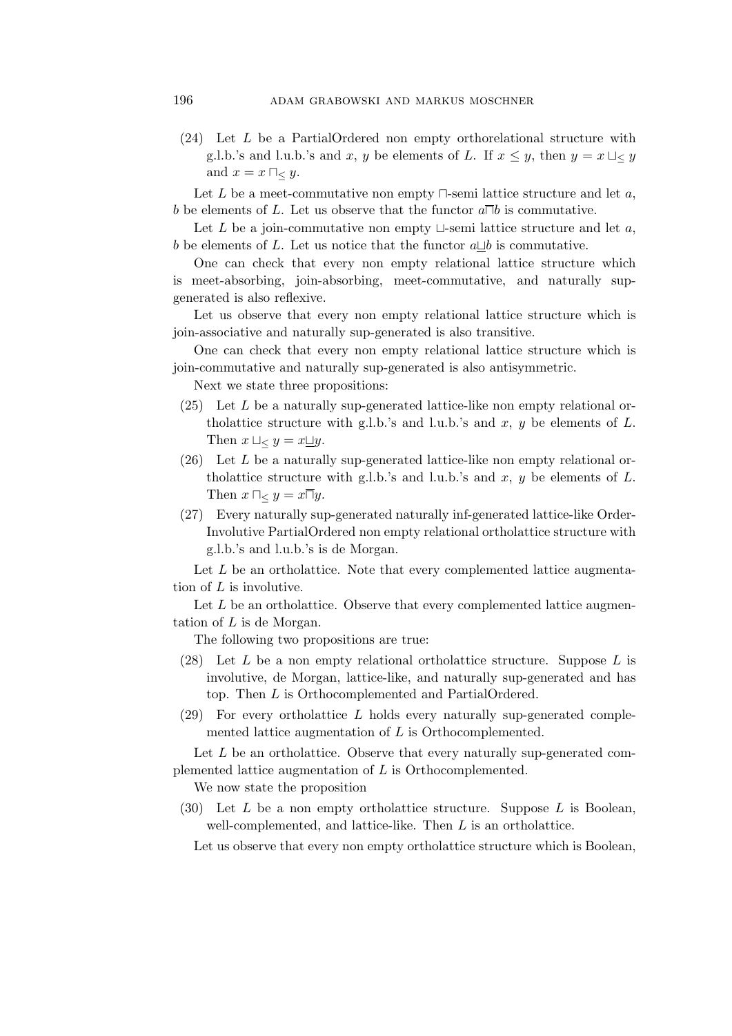(24) Let $L$ be a PartialOrdered non empty orthorelational structure with g.l.b.'s and l.u.b.'s and $x$, $y$ be elements of $L$. If $x \leq y$, then $y = x \sqcup_{\leq} y$ and $x = x \sqcap_{\leq} y$.

Let $L$ be a meet-commutative non empty $\sqcap$-semi lattice structure and let $a$, $b$ be elements of $L$. Let us observe that the functor $a \overline{\sqcap} b$ is commutative.

Let $L$ be a join-commutative non empty $\sqcup$-semi lattice structure and let $a$, $b$ be elements of $L$. Let us notice that the functor $a \underline{\sqcup} b$ is commutative.

One can check that every non empty relational lattice structure which is meet-absorbing, join-absorbing, meet-commutative, and naturally sup-generated is also reflexive.

Let us observe that every non empty relational lattice structure which is join-associative and naturally sup-generated is also transitive.

One can check that every non empty relational lattice structure which is join-commutative and naturally sup-generated is also antisymmetric.

Next we state three propositions:

(25) Let $L$ be a naturally sup-generated lattice-like non empty relational ortholattice structure with g.l.b.'s and l.u.b.'s and $x$, $y$ be elements of $L$. Then $x \sqcup_{\leq} y = x \underline{\sqcup} y$.

(26) Let $L$ be a naturally sup-generated lattice-like non empty relational ortholattice structure with g.l.b.'s and l.u.b.'s and $x$, $y$ be elements of $L$. Then $x \sqcap_{\leq} y = x \overline{\sqcap} y$.

(27) Every naturally sup-generated naturally inf-generated lattice-like Order-Involutive PartialOrdered non empty relational ortholattice structure with g.l.b.'s and l.u.b.'s is de Morgan.

Let $L$ be an ortholattice. Note that every complemented lattice augmentation of $L$ is involutive.

Let $L$ be an ortholattice. Observe that every complemented lattice augmentation of $L$ is de Morgan.

The following two propositions are true:

(28) Let $L$ be a non empty relational ortholattice structure. Suppose $L$ is involutive, de Morgan, lattice-like, and naturally sup-generated and has top. Then $L$ is Orthocomplemented and PartialOrdered.

(29) For every ortholattice $L$ holds every naturally sup-generated complemented lattice augmentation of $L$ is Orthocomplemented.

Let $L$ be an ortholattice. Observe that every naturally sup-generated complemented lattice augmentation of $L$ is Orthocomplemented.

We now state the proposition

(30) Let $L$ be a non empty ortholattice structure. Suppose $L$ is Boolean, well-complemented, and lattice-like. Then $L$ is an ortholattice.

Let us observe that every non empty ortholattice structure which is Boolean,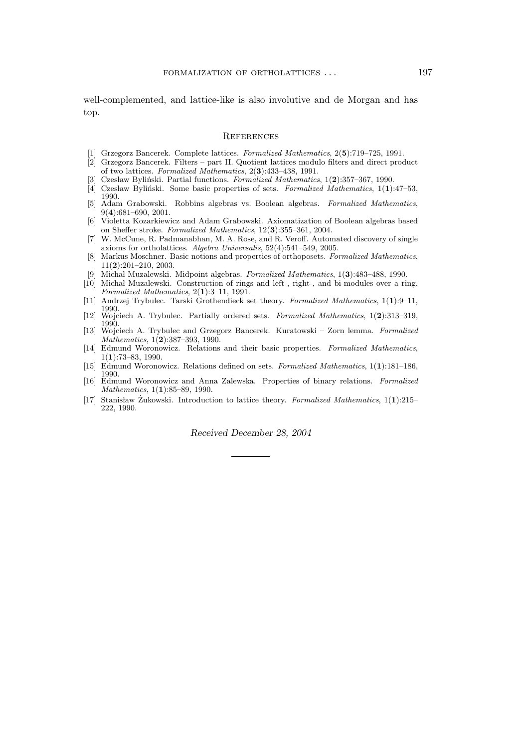well-complemented, and lattice-like is also involutive and de Morgan and has top.

## References

[1] Grzegorz Bancerek. Complete lattices. *Formalized Mathematics*, 2(**5**):719–725, 1991.

[2] Grzegorz Bancerek. Filters – part II. Quotient lattices modulo filters and direct product of two lattices. *Formalized Mathematics*, 2(**3**):433–438, 1991.

[3] Czesław Byliński. Partial functions. *Formalized Mathematics*, 1(**2**):357–367, 1990.

[4] Czesław Byliński. Some basic properties of sets. *Formalized Mathematics*, 1(**1**):47–53, 1990.

[5] Adam Grabowski. Robbins algebras vs. Boolean algebras. *Formalized Mathematics*, 9(**4**):681–690, 2001.

[6] Violetta Kozarkiewicz and Adam Grabowski. Axiomatization of Boolean algebras based on Sheffer stroke. *Formalized Mathematics*, 12(**3**):355–361, 2004.

[7] W. McCune, R. Padmanabhan, M. A. Rose, and R. Veroff. Automated discovery of single axioms for ortholattices. *Algebra Universalis*, 52(4):541–549, 2005.

[8] Markus Moschner. Basic notions and properties of orthoposets. *Formalized Mathematics*, 11(**2**):201–210, 2003.

[9] Michał Muzalewski. Midpoint algebras. *Formalized Mathematics*, 1(**3**):483–488, 1990.

[10] Michał Muzalewski. Construction of rings and left-, right-, and bi-modules over a ring. *Formalized Mathematics*, 2(**1**):3–11, 1991.

[11] Andrzej Trybulec. Tarski Grothendieck set theory. *Formalized Mathematics*, 1(**1**):9–11, 1990.

[12] Wojciech A. Trybulec. Partially ordered sets. *Formalized Mathematics*, 1(**2**):313–319, 1990.

[13] Wojciech A. Trybulec and Grzegorz Bancerek. Kuratowski – Zorn lemma. *Formalized Mathematics*, 1(**2**):387–393, 1990.

[14] Edmund Woronowicz. Relations and their basic properties. *Formalized Mathematics*, 1(**1**):73–83, 1990.

[15] Edmund Woronowicz. Relations defined on sets. *Formalized Mathematics*, 1(**1**):181–186, 1990.

[16] Edmund Woronowicz and Anna Zalewska. Properties of binary relations. *Formalized Mathematics*, 1(**1**):85–89, 1990.

[17] Stanisław Żukowski. Introduction to lattice theory. *Formalized Mathematics*, 1(**1**):215–222, 1990.

*Received December 28, 2004*